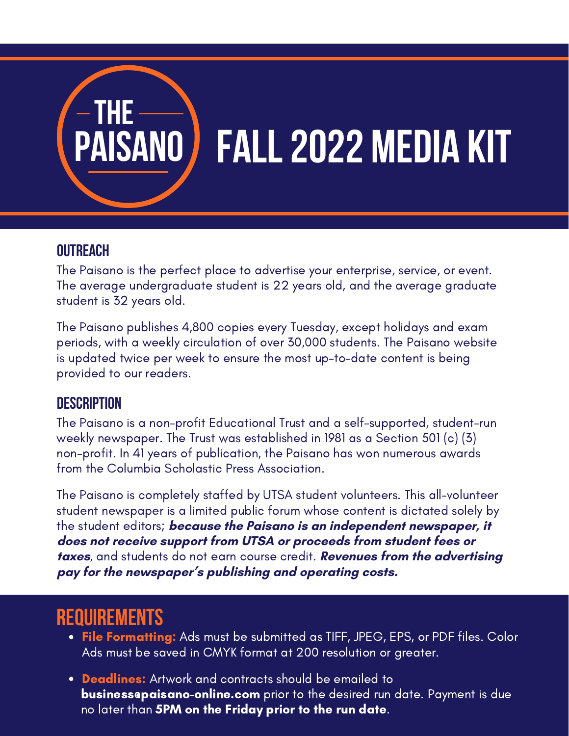# THE PAISANO FALL 2022 MEDIA KIT

## OUTREACH

The Paisano is the perfect place to advertise your enterprise, service, or event. The average undergraduate student is 22 years old, and the average graduate student is 32 years old.

The Paisano publishes 4,800 copies every Tuesday, except holidays and exam periods, with a weekly circulation of over 30,000 students. The Paisano website is updated twice per week to ensure the most up-to-date content is being provided to our readers.

## DESCRIPTION

The Paisano is a non-profit Educational Trust and a self-supported, student-run weekly newspaper. The Trust was established in 1981 as a Section 501 (c) (3) non-profit. In 41 years of publication, the Paisano has won numerous awards from the Columbia Scholastic Press Association.

The Paisano is completely staffed by UTSA student volunteers. This all-volunteer student newspaper is a limited public forum whose content is dictated solely by the student editors; ***because the Paisano is an independent newspaper, it does not receive support from UTSA or proceeds from student fees or taxes***, and students do not earn course credit. ***Revenues from the advertising pay for the newspaper's publishing and operating costs.***

## REQUIREMENTS

- **File Formatting:** Ads must be submitted as TIFF, JPEG, EPS, or PDF files. Color Ads must be saved in CMYK format at 200 resolution or greater.
- **Deadlines:** Artwork and contracts should be emailed to **business@paisano-online.com** prior to the desired run date. Payment is due no later than **5PM on the Friday prior to the run date**.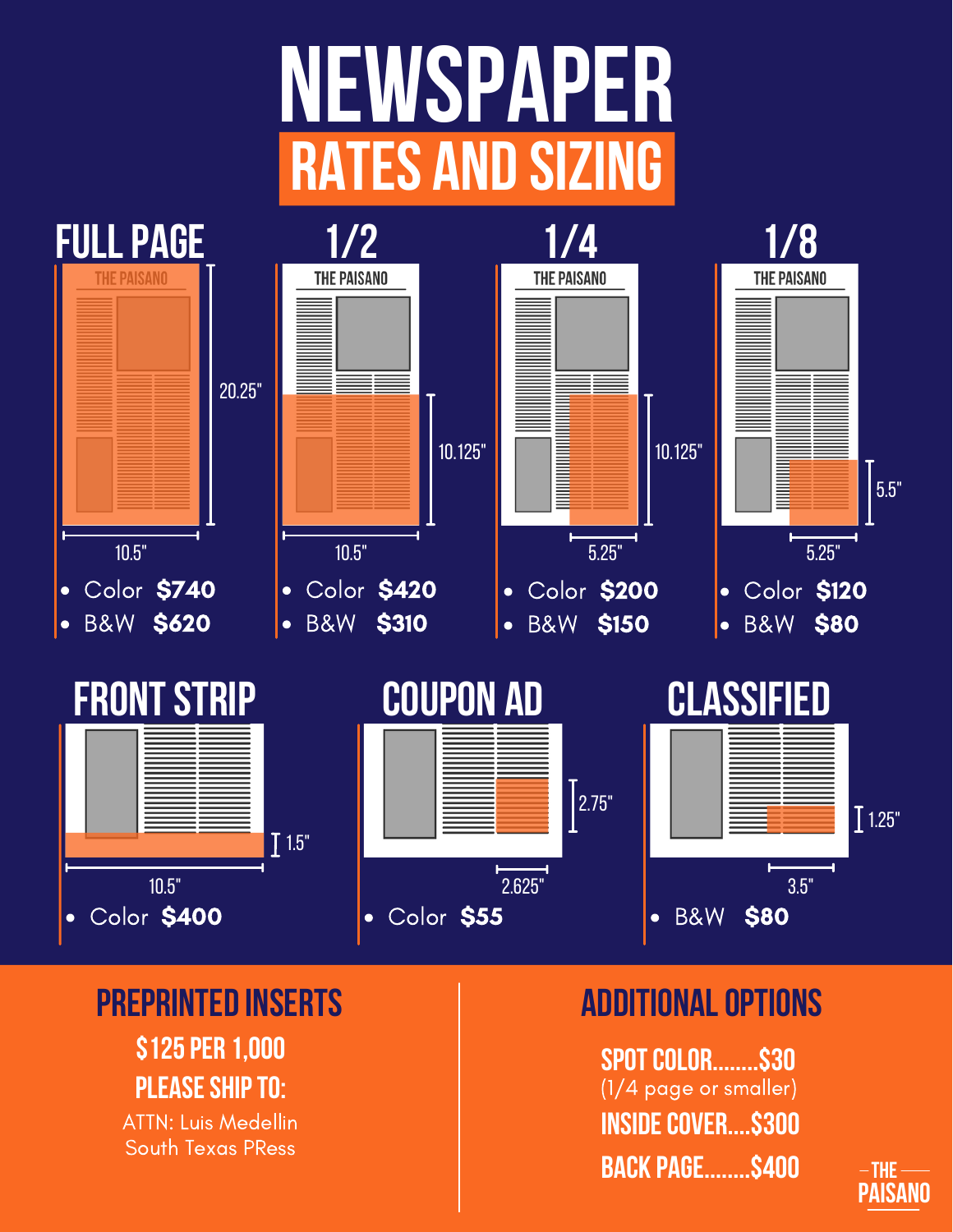# NEWSPAPER

## RATES AND SIZING

### FULL PAGE

THE PAISANO

20.25" × 10.5"

- Color **$740**
- B&W **$620**

### 1/2

THE PAISANO

10.125" × 10.5"

- Color **$420**
- B&W **$310**

### 1/4

THE PAISANO

10.125" × 5.25"

- Color **$200**
- B&W **$150**

### 1/8

THE PAISANO

5.5" × 5.25"

- Color **$120**
- B&W **$80**

### FRONT STRIP

1.5" × 10.5"

- Color **$400**

### COUPON AD

2.75" × 2.625"

- Color **$55**

### CLASSIFIED

1.25" × 3.5"

- B&W **$80**

## PREPRINTED INSERTS

**$125 PER 1,000**

**PLEASE SHIP TO:**

ATTN: Luis Medellin
South Texas PRess

## ADDITIONAL OPTIONS

**SPOT COLOR........$30**
(1/4 page or smaller)

**INSIDE COVER....$300**

**BACK PAGE........$400**

THE PAISANO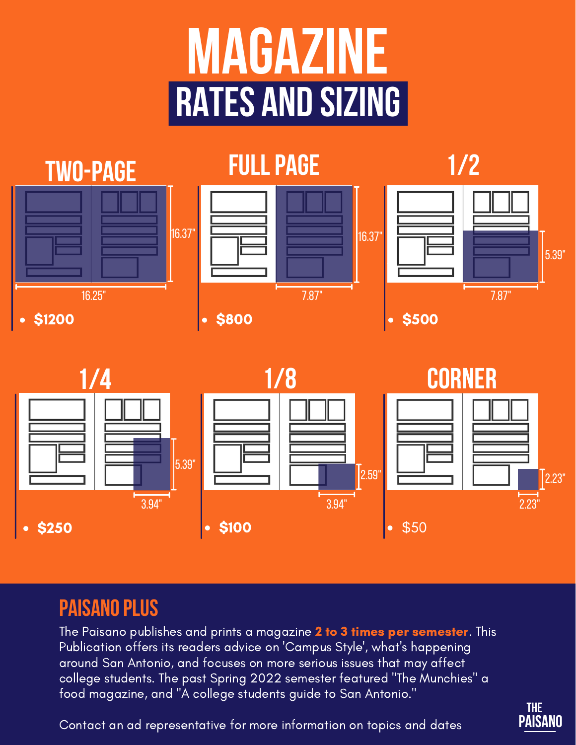# MAGAZINE

## RATES AND SIZING

### TWO-PAGE

16.37"

16.25"

- **$1200**

### FULL PAGE

16.37"

7.87"

- **$800**

### 1/2

5.39"

7.87"

- **$500**

### 1/4

5.39"

3.94"

- **$250**

### 1/8

2.59"

3.94"

- **$100**

### CORNER

2.23"

2.23"

- $50

## PAISANO PLUS

The Paisano publishes and prints a magazine **2 to 3 times per semester**. This Publication offers its readers advice on 'Campus Style', what's happening around San Antonio, and focuses on more serious issues that may affect college students. The past Spring 2022 semester featured "The Munchies" a food magazine, and "A college students guide to San Antonio."

Contact an ad representative for more information on topics and dates

THE PAISANO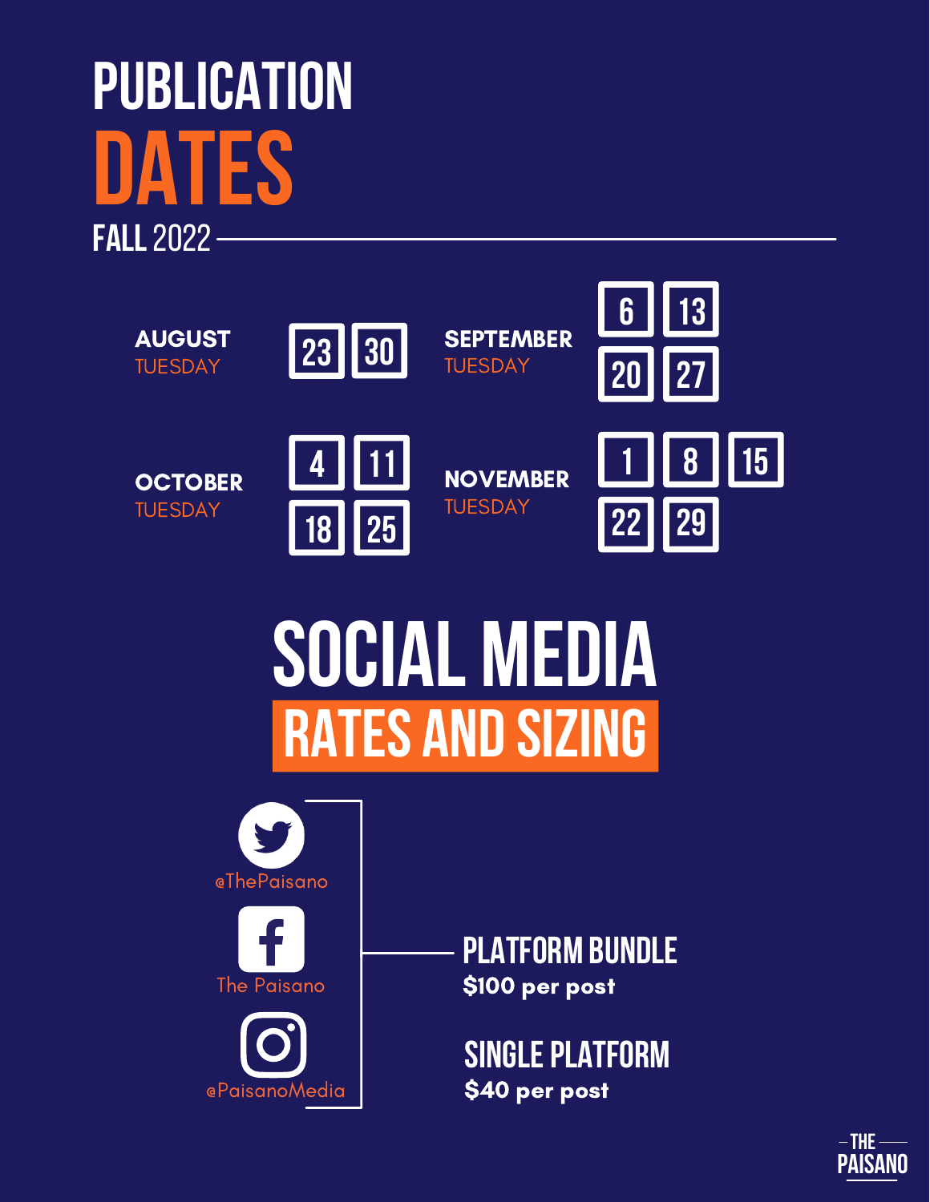# PUBLICATION DATES

## FALL 2022

**AUGUST**
TUESDAY
23 | 30

**SEPTEMBER**
TUESDAY
6 | 13 | 20 | 27

**OCTOBER**
TUESDAY
4 | 11 | 18 | 25

**NOVEMBER**
TUESDAY
1 | 8 | 15 | 22 | 29

# SOCIAL MEDIA

## RATES AND SIZING

- @ThePaisano
- The Paisano
- @PaisanoMedia

**PLATFORM BUNDLE**
**$100 per post**

**SINGLE PLATFORM**
**$40 per post**

THE PAISANO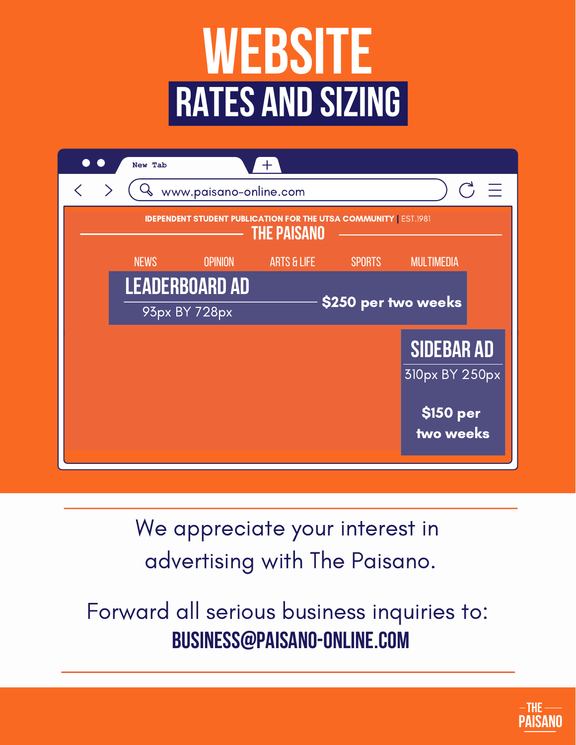# WEBSITE

## RATES AND SIZING

New Tab

www.paisano-online.com

IDEPENDENT STUDENT PUBLICATION FOR THE UTSA COMMUNITY | EST.1981

THE PAISANO

NEWS OPINION ARTS & LIFE SPORTS MULTIMEDIA

**LEADERBOARD AD**

93px BY 728px

**$250 per two weeks**

**SIDEBAR AD**

310px BY 250px

**$150 per two weeks**

We appreciate your interest in advertising with The Paisano.

Forward all serious business inquiries to:

**BUSINESS@PAISANO-ONLINE.COM**

THE PAISANO